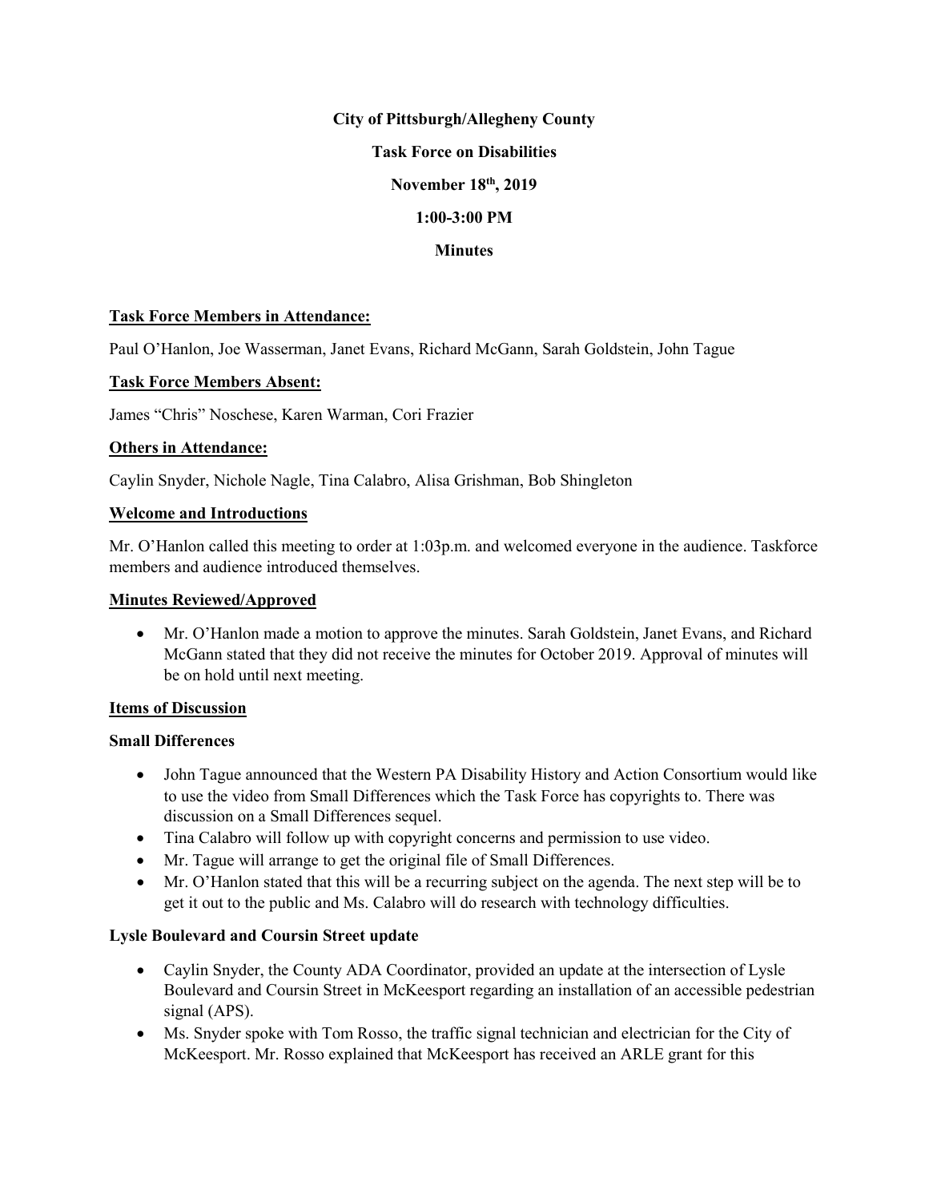**City of Pittsburgh/Allegheny County**

**Task Force on Disabilities**

**November 18th, 2019**

**1:00-3:00 PM**

**Minutes**

## Task Force Members in Attendance:

Paul O'Hanlon, Joe Wasserman, Janet Evans, Richard McGann, Sarah Goldstein, John Tague

## Task Force Members Absent:

James "Chris" Noschese, Karen Warman, Cori Frazier

## Others in Attendance:

Caylin Snyder, Nichole Nagle, Tina Calabro, Alisa Grishman, Bob Shingleton

## Welcome and Introductions

Mr. O'Hanlon called this meeting to order at 1:03p.m. and welcomed everyone in the audience. Taskforce members and audience introduced themselves.

## Minutes Reviewed/Approved

- Mr. O'Hanlon made a motion to approve the minutes. Sarah Goldstein, Janet Evans, and Richard McGann stated that they did not receive the minutes for October 2019. Approval of minutes will be on hold until next meeting.

## Items of Discussion

### Small Differences

- John Tague announced that the Western PA Disability History and Action Consortium would like to use the video from Small Differences which the Task Force has copyrights to. There was discussion on a Small Differences sequel.
- Tina Calabro will follow up with copyright concerns and permission to use video.
- Mr. Tague will arrange to get the original file of Small Differences.
- Mr. O'Hanlon stated that this will be a recurring subject on the agenda. The next step will be to get it out to the public and Ms. Calabro will do research with technology difficulties.

### Lysle Boulevard and Coursin Street update

- Caylin Snyder, the County ADA Coordinator, provided an update at the intersection of Lysle Boulevard and Coursin Street in McKeesport regarding an installation of an accessible pedestrian signal (APS).
- Ms. Snyder spoke with Tom Rosso, the traffic signal technician and electrician for the City of McKeesport. Mr. Rosso explained that McKeesport has received an ARLE grant for this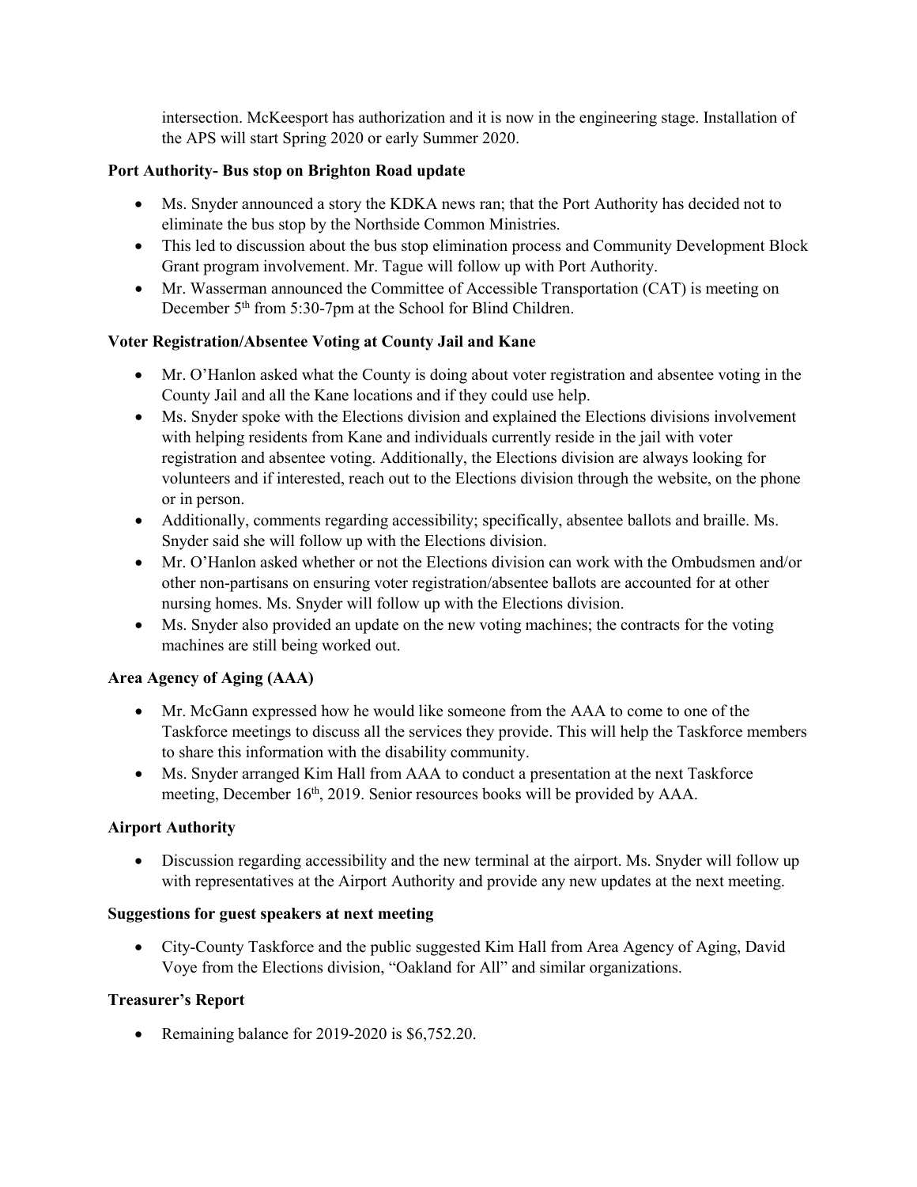intersection. McKeesport has authorization and it is now in the engineering stage. Installation of the APS will start Spring 2020 or early Summer 2020.

**Port Authority- Bus stop on Brighton Road update**

- Ms. Snyder announced a story the KDKA news ran; that the Port Authority has decided not to eliminate the bus stop by the Northside Common Ministries.
- This led to discussion about the bus stop elimination process and Community Development Block Grant program involvement. Mr. Tague will follow up with Port Authority.
- Mr. Wasserman announced the Committee of Accessible Transportation (CAT) is meeting on December 5th from 5:30-7pm at the School for Blind Children.

**Voter Registration/Absentee Voting at County Jail and Kane**

- Mr. O'Hanlon asked what the County is doing about voter registration and absentee voting in the County Jail and all the Kane locations and if they could use help.
- Ms. Snyder spoke with the Elections division and explained the Elections divisions involvement with helping residents from Kane and individuals currently reside in the jail with voter registration and absentee voting. Additionally, the Elections division are always looking for volunteers and if interested, reach out to the Elections division through the website, on the phone or in person.
- Additionally, comments regarding accessibility; specifically, absentee ballots and braille. Ms. Snyder said she will follow up with the Elections division.
- Mr. O'Hanlon asked whether or not the Elections division can work with the Ombudsmen and/or other non-partisans on ensuring voter registration/absentee ballots are accounted for at other nursing homes. Ms. Snyder will follow up with the Elections division.
- Ms. Snyder also provided an update on the new voting machines; the contracts for the voting machines are still being worked out.

**Area Agency of Aging (AAA)**

- Mr. McGann expressed how he would like someone from the AAA to come to one of the Taskforce meetings to discuss all the services they provide. This will help the Taskforce members to share this information with the disability community.
- Ms. Snyder arranged Kim Hall from AAA to conduct a presentation at the next Taskforce meeting, December 16th, 2019. Senior resources books will be provided by AAA.

**Airport Authority**

- Discussion regarding accessibility and the new terminal at the airport. Ms. Snyder will follow up with representatives at the Airport Authority and provide any new updates at the next meeting.

**Suggestions for guest speakers at next meeting**

- City-County Taskforce and the public suggested Kim Hall from Area Agency of Aging, David Voye from the Elections division, "Oakland for All" and similar organizations.

**Treasurer's Report**

- Remaining balance for 2019-2020 is $6,752.20.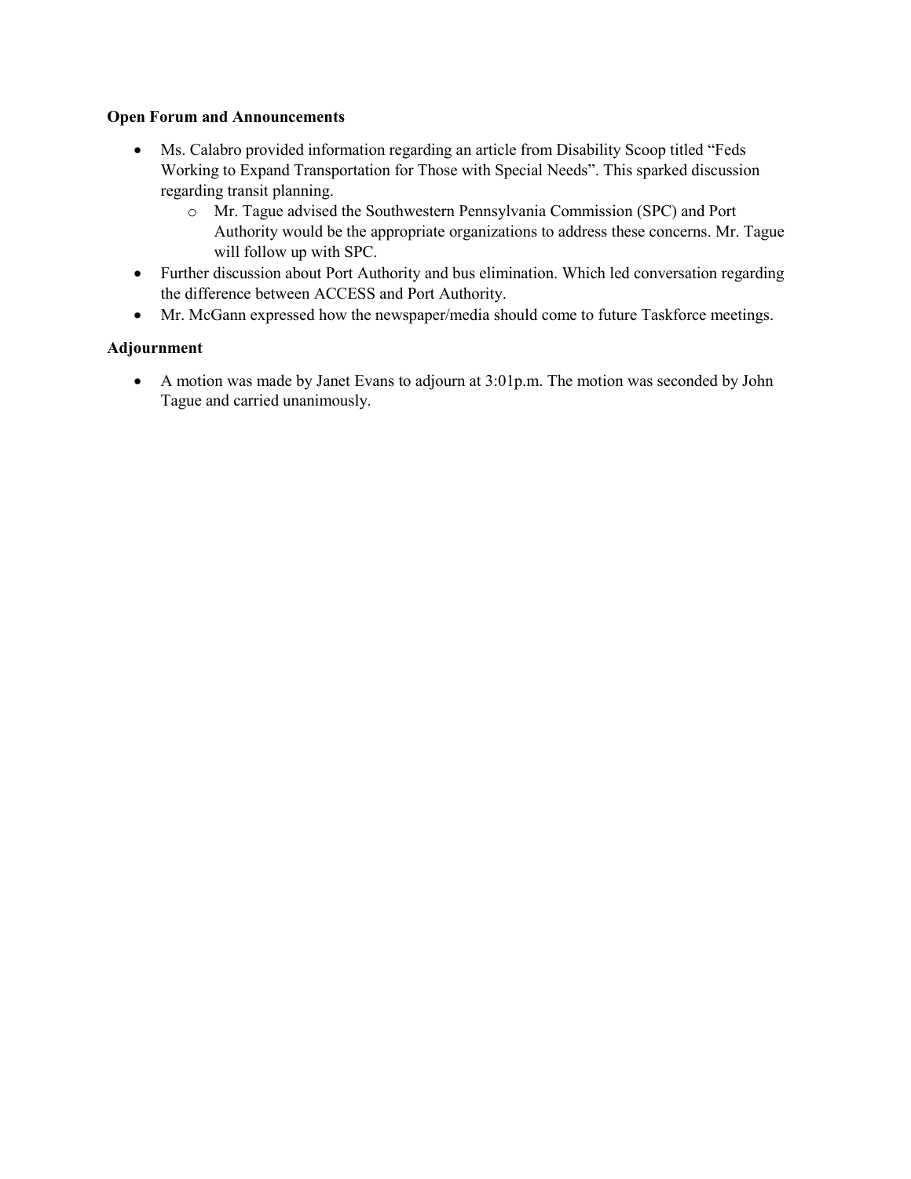**Open Forum and Announcements**

- Ms. Calabro provided information regarding an article from Disability Scoop titled "Feds Working to Expand Transportation for Those with Special Needs". This sparked discussion regarding transit planning.
  - Mr. Tague advised the Southwestern Pennsylvania Commission (SPC) and Port Authority would be the appropriate organizations to address these concerns. Mr. Tague will follow up with SPC.
- Further discussion about Port Authority and bus elimination. Which led conversation regarding the difference between ACCESS and Port Authority.
- Mr. McGann expressed how the newspaper/media should come to future Taskforce meetings.

**Adjournment**

- A motion was made by Janet Evans to adjourn at 3:01p.m. The motion was seconded by John Tague and carried unanimously.